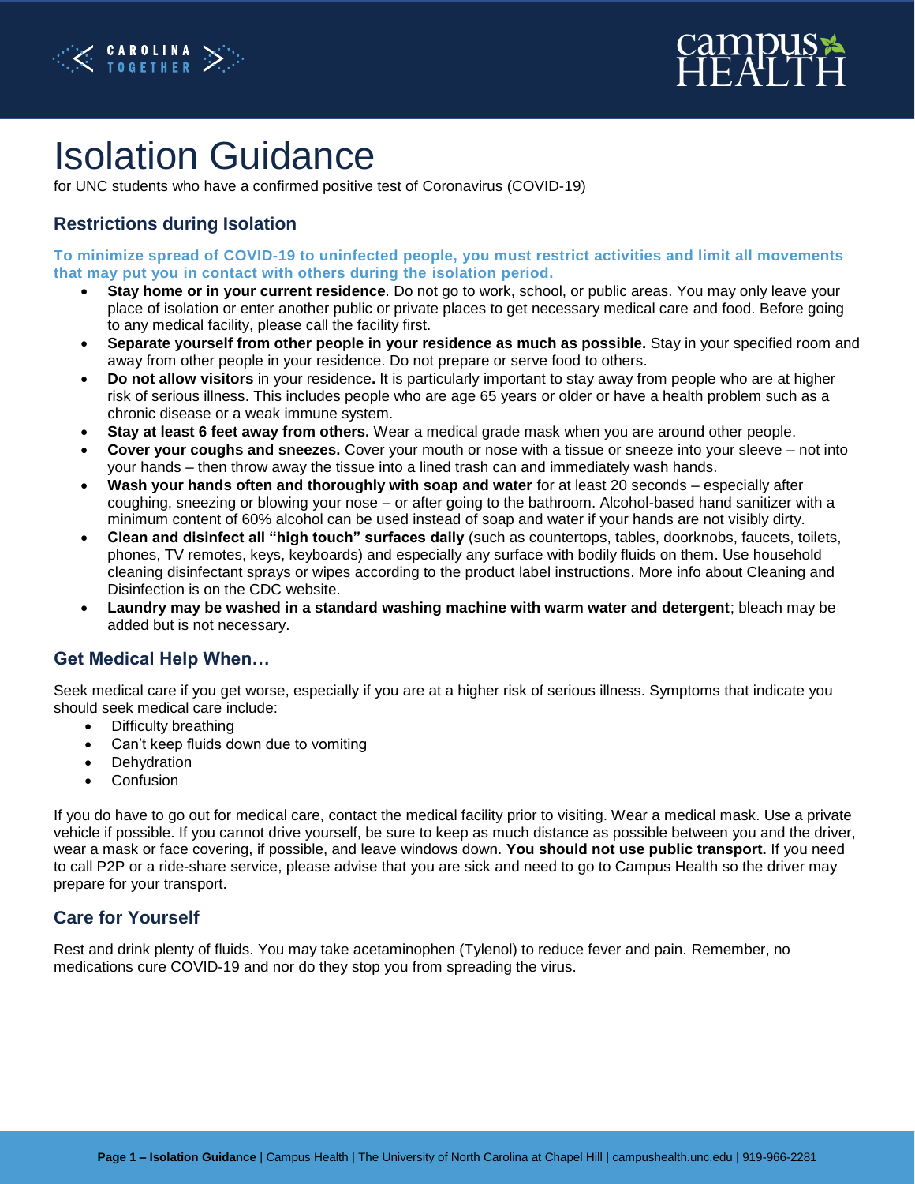# Isolation Guidance

for UNC students who have a confirmed positive test of Coronavirus (COVID-19)

## Restrictions during Isolation

**To minimize spread of COVID-19 to uninfected people, you must restrict activities and limit all movements that may put you in contact with others during the isolation period.**

- **Stay home or in your current residence**. Do not go to work, school, or public areas. You may only leave your place of isolation or enter another public or private places to get necessary medical care and food. Before going to any medical facility, please call the facility first.
- **Separate yourself from other people in your residence as much as possible.** Stay in your specified room and away from other people in your residence. Do not prepare or serve food to others.
- **Do not allow visitors** in your residence**.** It is particularly important to stay away from people who are at higher risk of serious illness. This includes people who are age 65 years or older or have a health problem such as a chronic disease or a weak immune system.
- **Stay at least 6 feet away from others.** Wear a medical grade mask when you are around other people.
- **Cover your coughs and sneezes.** Cover your mouth or nose with a tissue or sneeze into your sleeve – not into your hands – then throw away the tissue into a lined trash can and immediately wash hands.
- **Wash your hands often and thoroughly with soap and water** for at least 20 seconds – especially after coughing, sneezing or blowing your nose – or after going to the bathroom. Alcohol-based hand sanitizer with a minimum content of 60% alcohol can be used instead of soap and water if your hands are not visibly dirty.
- **Clean and disinfect all "high touch" surfaces daily** (such as countertops, tables, doorknobs, faucets, toilets, phones, TV remotes, keys, keyboards) and especially any surface with bodily fluids on them. Use household cleaning disinfectant sprays or wipes according to the product label instructions. More info about Cleaning and Disinfection is on the CDC website.
- **Laundry may be washed in a standard washing machine with warm water and detergent**; bleach may be added but is not necessary.

## Get Medical Help When…

Seek medical care if you get worse, especially if you are at a higher risk of serious illness. Symptoms that indicate you should seek medical care include:

- Difficulty breathing
- Can't keep fluids down due to vomiting
- Dehydration
- Confusion

If you do have to go out for medical care, contact the medical facility prior to visiting. Wear a medical mask. Use a private vehicle if possible. If you cannot drive yourself, be sure to keep as much distance as possible between you and the driver, wear a mask or face covering, if possible, and leave windows down. **You should not use public transport.** If you need to call P2P or a ride-share service, please advise that you are sick and need to go to Campus Health so the driver may prepare for your transport.

## Care for Yourself

Rest and drink plenty of fluids. You may take acetaminophen (Tylenol) to reduce fever and pain. Remember, no medications cure COVID-19 and nor do they stop you from spreading the virus.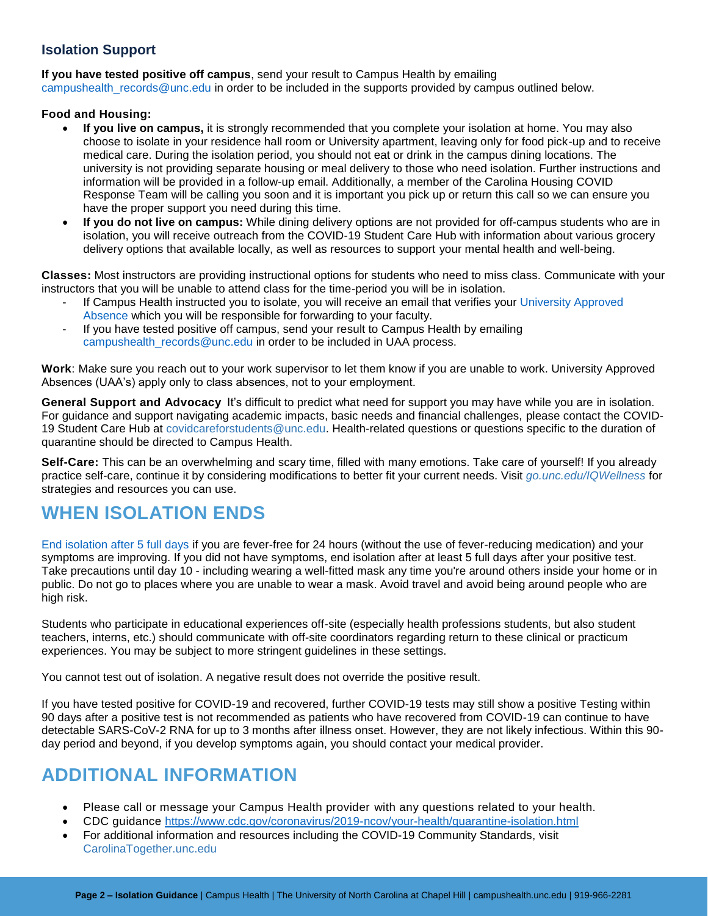### Isolation Support

**If you have tested positive off campus**, send your result to Campus Health by emailing campushealth_records@unc.edu in order to be included in the supports provided by campus outlined below.

**Food and Housing:**

- **If you live on campus,** it is strongly recommended that you complete your isolation at home. You may also choose to isolate in your residence hall room or University apartment, leaving only for food pick-up and to receive medical care. During the isolation period, you should not eat or drink in the campus dining locations. The university is not providing separate housing or meal delivery to those who need isolation. Further instructions and information will be provided in a follow-up email. Additionally, a member of the Carolina Housing COVID Response Team will be calling you soon and it is important you pick up or return this call so we can ensure you have the proper support you need during this time.
- **If you do not live on campus:** While dining delivery options are not provided for off-campus students who are in isolation, you will receive outreach from the COVID-19 Student Care Hub with information about various grocery delivery options that available locally, as well as resources to support your mental health and well-being.

**Classes:** Most instructors are providing instructional options for students who need to miss class. Communicate with your instructors that you will be unable to attend class for the time-period you will be in isolation.

- If Campus Health instructed you to isolate, you will receive an email that verifies your University Approved Absence which you will be responsible for forwarding to your faculty.
- If you have tested positive off campus, send your result to Campus Health by emailing campushealth_records@unc.edu in order to be included in UAA process.

**Work**: Make sure you reach out to your work supervisor to let them know if you are unable to work. University Approved Absences (UAA's) apply only to class absences, not to your employment.

**General Support and Advocacy** It's difficult to predict what need for support you may have while you are in isolation. For guidance and support navigating academic impacts, basic needs and financial challenges, please contact the COVID-19 Student Care Hub at covidcareforstudents@unc.edu. Health-related questions or questions specific to the duration of quarantine should be directed to Campus Health.

**Self-Care:** This can be an overwhelming and scary time, filled with many emotions. Take care of yourself! If you already practice self-care, continue it by considering modifications to better fit your current needs. Visit *go.unc.edu/IQWellness* for strategies and resources you can use.

## WHEN ISOLATION ENDS

End isolation after 5 full days if you are fever-free for 24 hours (without the use of fever-reducing medication) and your symptoms are improving. If you did not have symptoms, end isolation after at least 5 full days after your positive test. Take precautions until day 10 - including wearing a well-fitted mask any time you're around others inside your home or in public. Do not go to places where you are unable to wear a mask. Avoid travel and avoid being around people who are high risk.

Students who participate in educational experiences off-site (especially health professions students, but also student teachers, interns, etc.) should communicate with off-site coordinators regarding return to these clinical or practicum experiences. You may be subject to more stringent guidelines in these settings.

You cannot test out of isolation. A negative result does not override the positive result.

If you have tested positive for COVID-19 and recovered, further COVID-19 tests may still show a positive Testing within 90 days after a positive test is not recommended as patients who have recovered from COVID-19 can continue to have detectable SARS-CoV-2 RNA for up to 3 months after illness onset. However, they are not likely infectious. Within this 90-day period and beyond, if you develop symptoms again, you should contact your medical provider.

## ADDITIONAL INFORMATION

- Please call or message your Campus Health provider with any questions related to your health.
- CDC guidance https://www.cdc.gov/coronavirus/2019-ncov/your-health/quarantine-isolation.html
- For additional information and resources including the COVID-19 Community Standards, visit CarolinaTogether.unc.edu